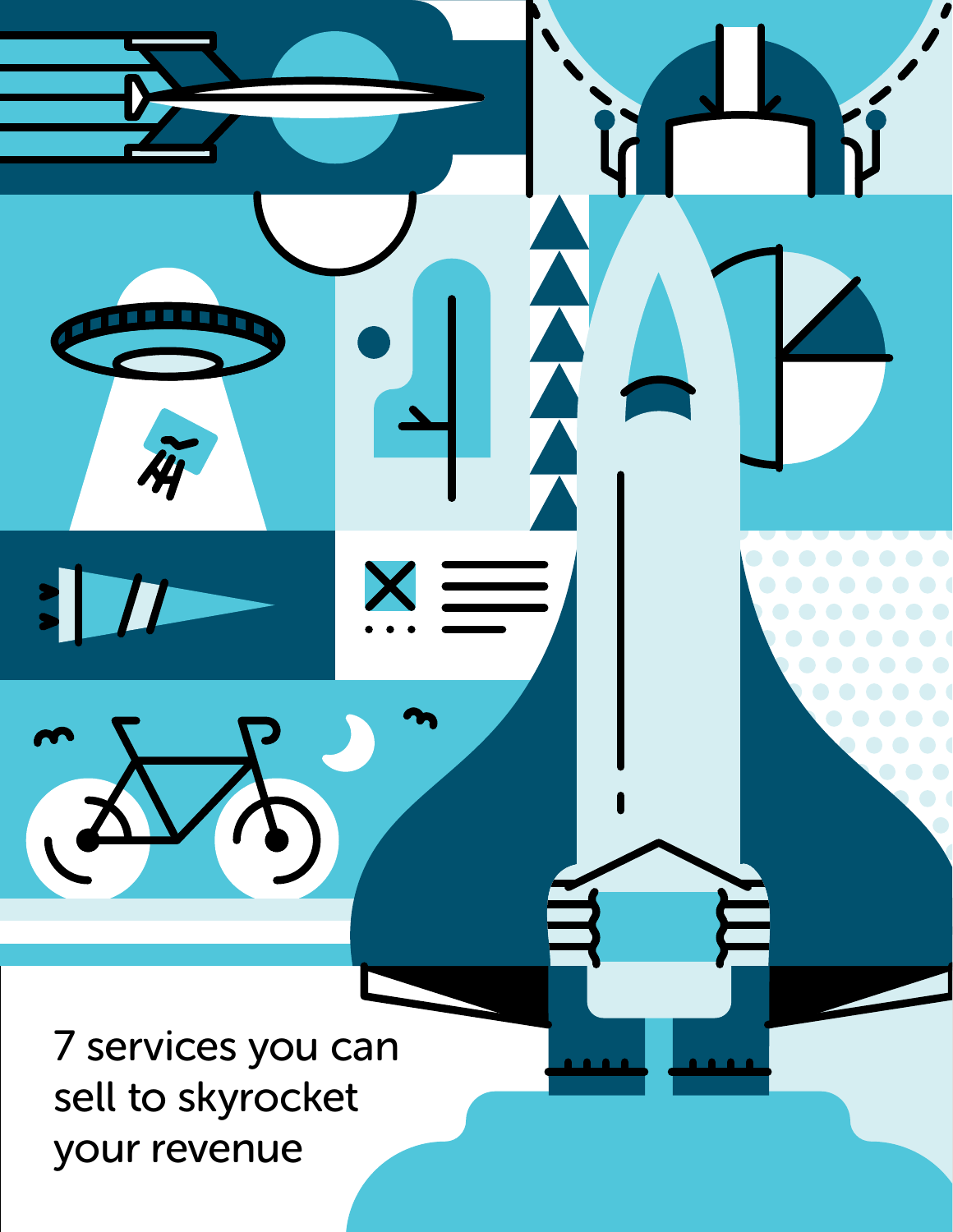# 7 services you can sell to skyrocket your revenue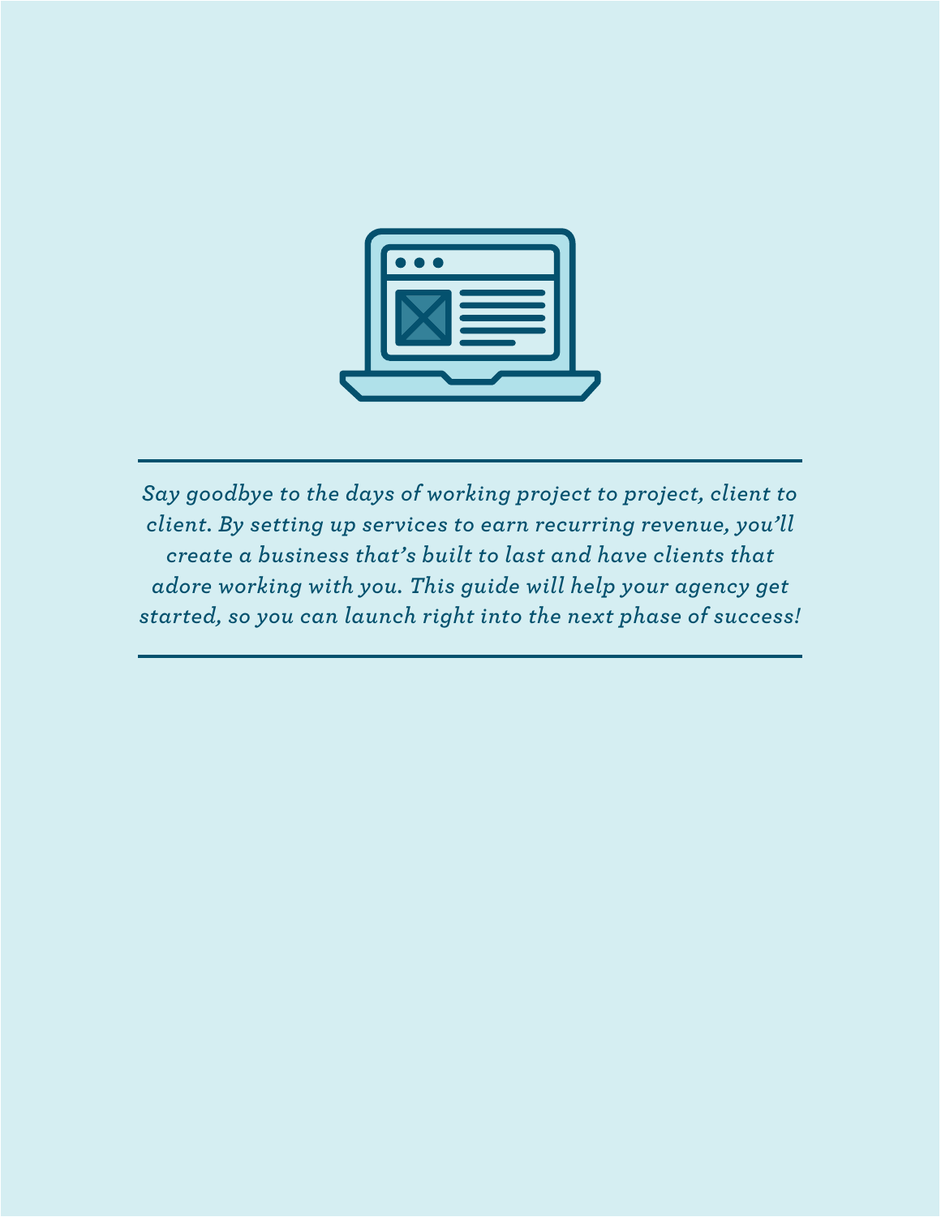---

*Say goodbye to the days of working project to project, client to client. By setting up services to earn recurring revenue, you'll create a business that's built to last and have clients that adore working with you. This guide will help your agency get started, so you can launch right into the next phase of success!*

---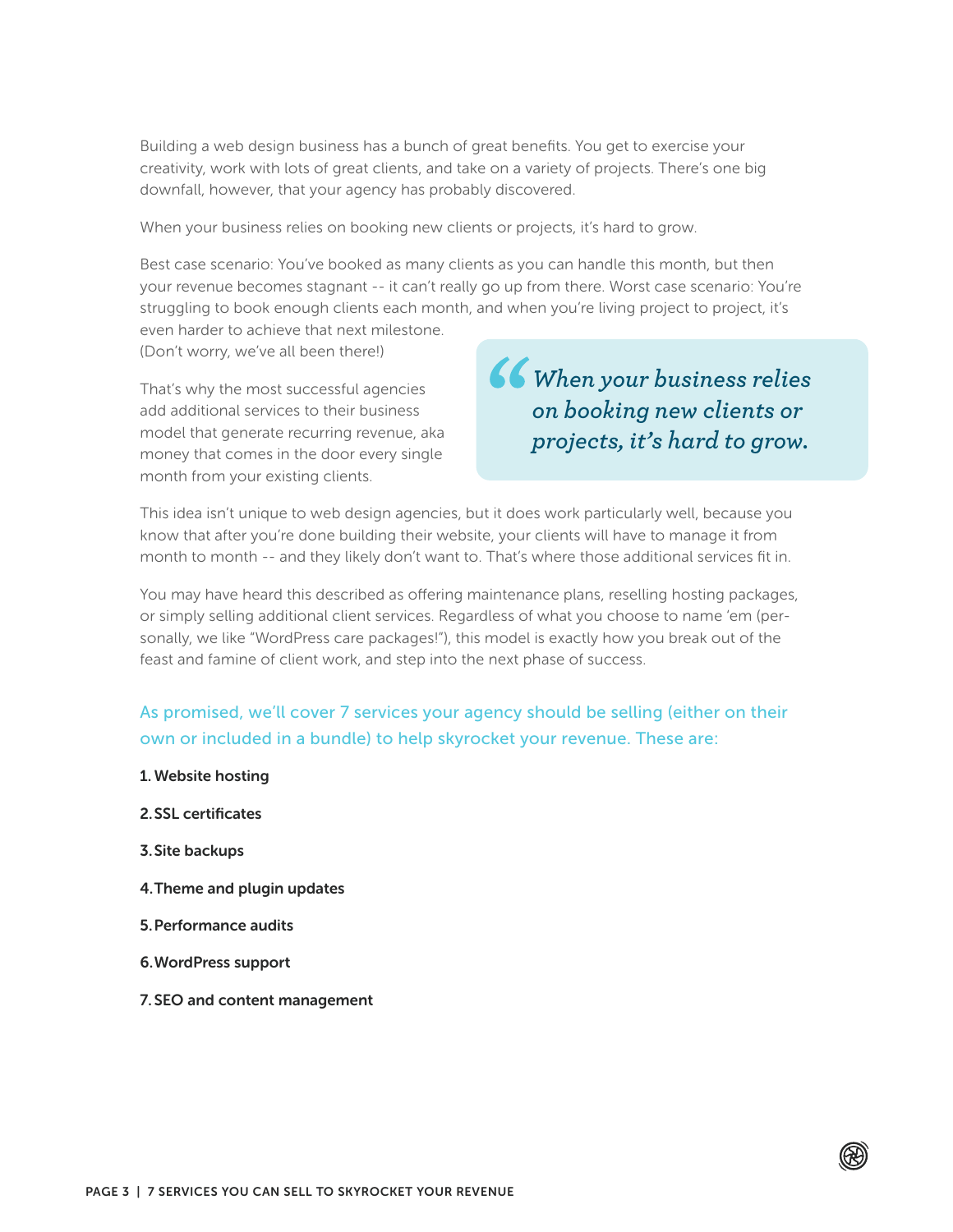Building a web design business has a bunch of great benefits. You get to exercise your creativity, work with lots of great clients, and take on a variety of projects. There's one big downfall, however, that your agency has probably discovered.

When your business relies on booking new clients or projects, it's hard to grow.

Best case scenario: You've booked as many clients as you can handle this month, but then your revenue becomes stagnant -- it can't really go up from there. Worst case scenario: You're struggling to book enough clients each month, and when you're living project to project, it's even harder to achieve that next milestone. (Don't worry, we've all been there!)

> *"When your business relies on booking new clients or projects, it's hard to grow.*

That's why the most successful agencies add additional services to their business model that generate recurring revenue, aka money that comes in the door every single month from your existing clients.

This idea isn't unique to web design agencies, but it does work particularly well, because you know that after you're done building their website, your clients will have to manage it from month to month -- and they likely don't want to. That's where those additional services fit in.

You may have heard this described as offering maintenance plans, reselling hosting packages, or simply selling additional client services. Regardless of what you choose to name 'em (personally, we like "WordPress care packages!"), this model is exactly how you break out of the feast and famine of client work, and step into the next phase of success.

As promised, we'll cover 7 services your agency should be selling (either on their own or included in a bundle) to help skyrocket your revenue. These are:

1. **Website hosting**
2. **SSL certificates**
3. **Site backups**
4. **Theme and plugin updates**
5. **Performance audits**
6. **WordPress support**
7. **SEO and content management**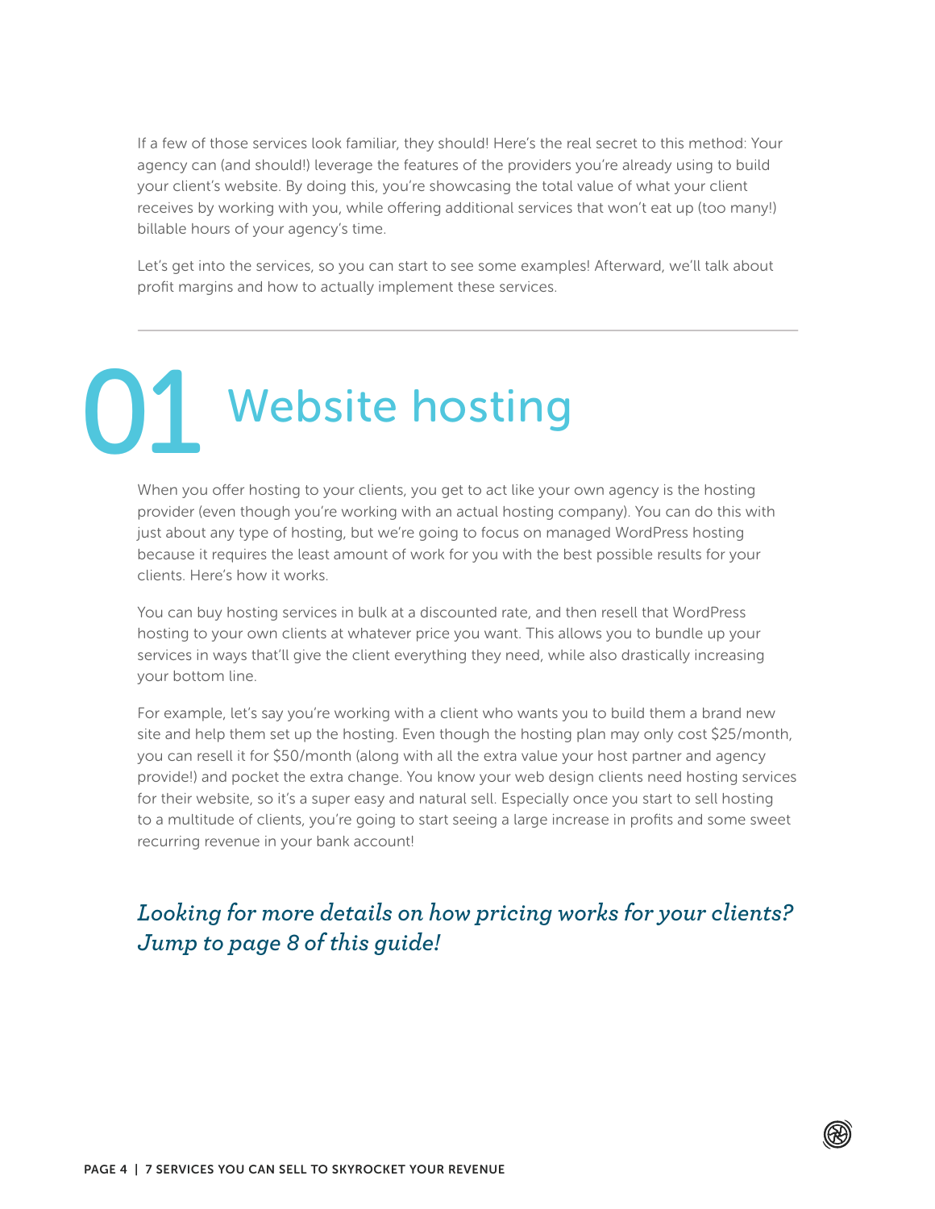If a few of those services look familiar, they should! Here's the real secret to this method: Your agency can (and should!) leverage the features of the providers you're already using to build your client's website. By doing this, you're showcasing the total value of what your client receives by working with you, while offering additional services that won't eat up (too many!) billable hours of your agency's time.

Let's get into the services, so you can start to see some examples! Afterward, we'll talk about profit margins and how to actually implement these services.

---

# 01 Website hosting

When you offer hosting to your clients, you get to act like your own agency is the hosting provider (even though you're working with an actual hosting company). You can do this with just about any type of hosting, but we're going to focus on managed WordPress hosting because it requires the least amount of work for you with the best possible results for your clients. Here's how it works.

You can buy hosting services in bulk at a discounted rate, and then resell that WordPress hosting to your own clients at whatever price you want. This allows you to bundle up your services in ways that'll give the client everything they need, while also drastically increasing your bottom line.

For example, let's say you're working with a client who wants you to build them a brand new site and help them set up the hosting. Even though the hosting plan may only cost $25/month, you can resell it for $50/month (along with all the extra value your host partner and agency provide!) and pocket the extra change. You know your web design clients need hosting services for their website, so it's a super easy and natural sell. Especially once you start to sell hosting to a multitude of clients, you're going to start seeing a large increase in profits and some sweet recurring revenue in your bank account!

*Looking for more details on how pricing works for your clients? Jump to page 8 of this guide!*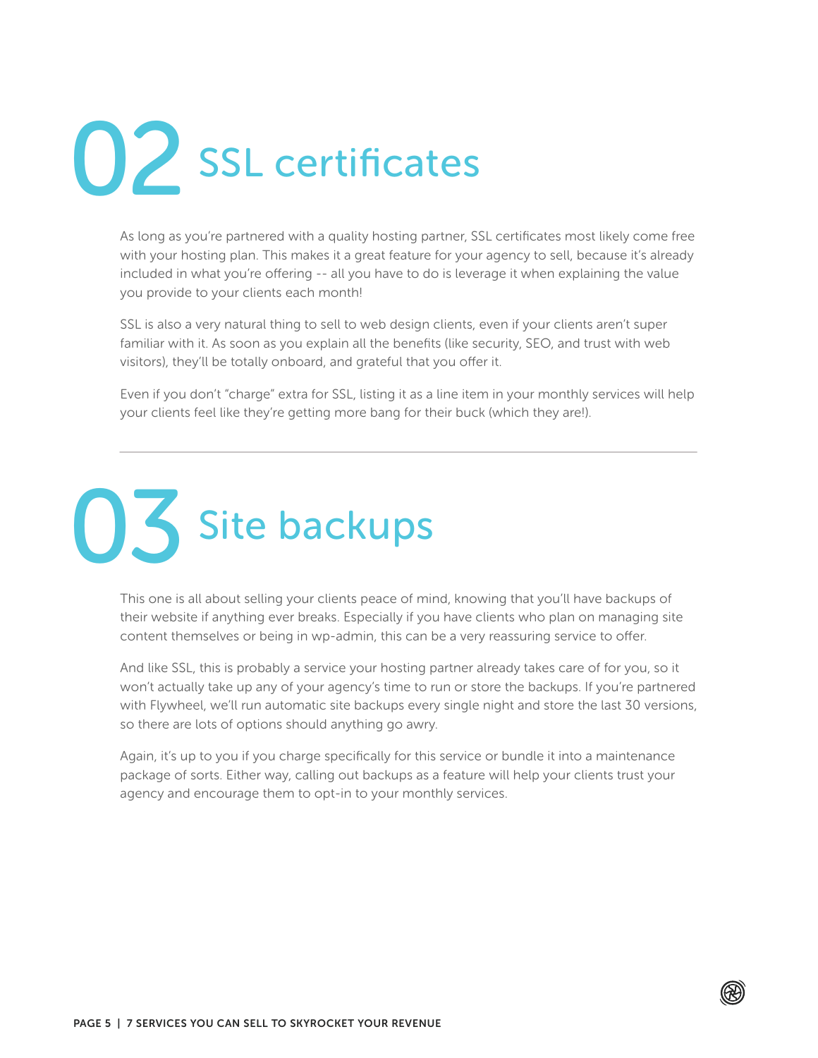# 02 SSL certificates

As long as you're partnered with a quality hosting partner, SSL certificates most likely come free with your hosting plan. This makes it a great feature for your agency to sell, because it's already included in what you're offering -- all you have to do is leverage it when explaining the value you provide to your clients each month!

SSL is also a very natural thing to sell to web design clients, even if your clients aren't super familiar with it. As soon as you explain all the benefits (like security, SEO, and trust with web visitors), they'll be totally onboard, and grateful that you offer it.

Even if you don't "charge" extra for SSL, listing it as a line item in your monthly services will help your clients feel like they're getting more bang for their buck (which they are!).

---

# 03 Site backups

This one is all about selling your clients peace of mind, knowing that you'll have backups of their website if anything ever breaks. Especially if you have clients who plan on managing site content themselves or being in wp-admin, this can be a very reassuring service to offer.

And like SSL, this is probably a service your hosting partner already takes care of for you, so it won't actually take up any of your agency's time to run or store the backups. If you're partnered with Flywheel, we'll run automatic site backups every single night and store the last 30 versions, so there are lots of options should anything go awry.

Again, it's up to you if you charge specifically for this service or bundle it into a maintenance package of sorts. Either way, calling out backups as a feature will help your clients trust your agency and encourage them to opt-in to your monthly services.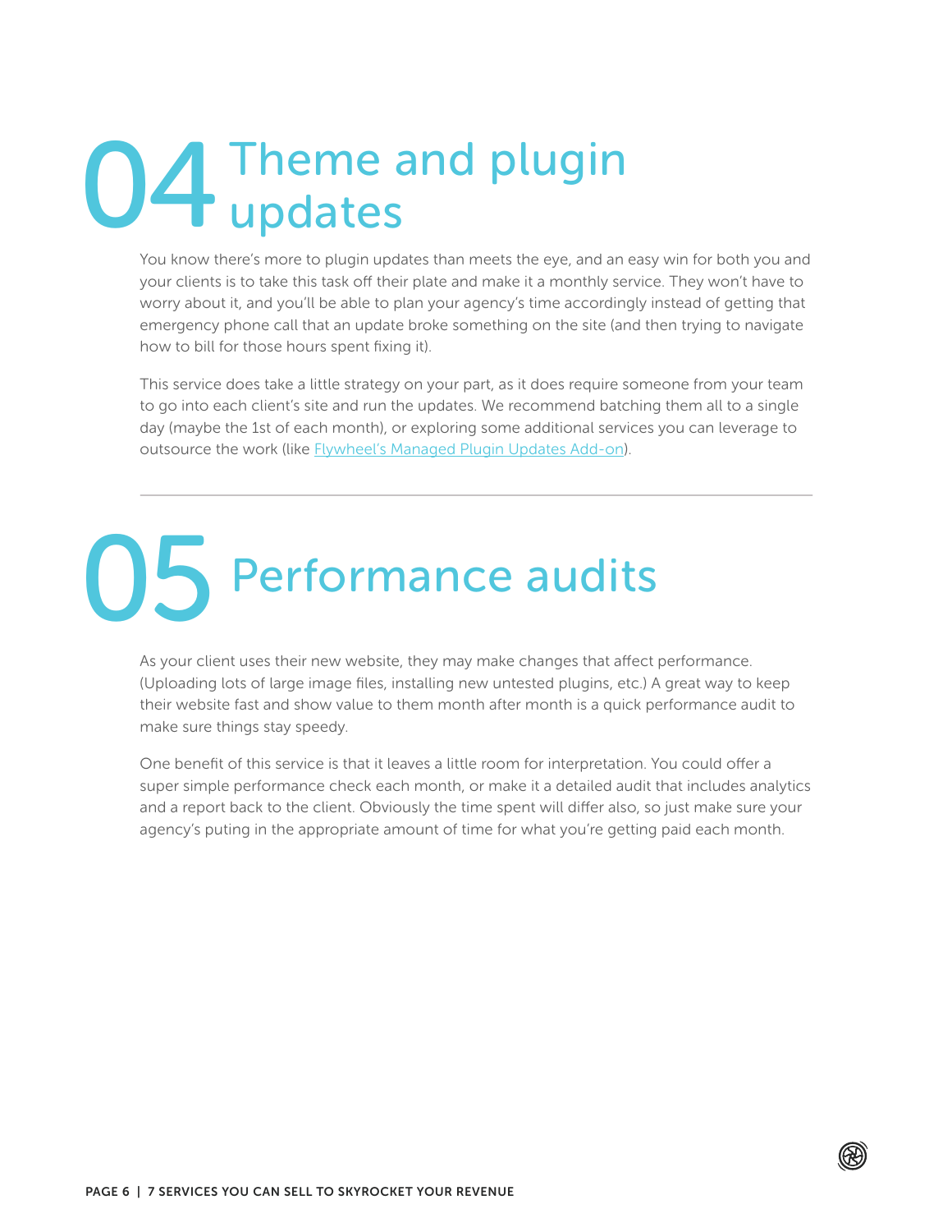# 04 Theme and plugin updates

You know there's more to plugin updates than meets the eye, and an easy win for both you and your clients is to take this task off their plate and make it a monthly service. They won't have to worry about it, and you'll be able to plan your agency's time accordingly instead of getting that emergency phone call that an update broke something on the site (and then trying to navigate how to bill for those hours spent fixing it).

This service does take a little strategy on your part, as it does require someone from your team to go into each client's site and run the updates. We recommend batching them all to a single day (maybe the 1st of each month), or exploring some additional services you can leverage to outsource the work (like Flywheel's Managed Plugin Updates Add-on).

---

# 05 Performance audits

As your client uses their new website, they may make changes that affect performance. (Uploading lots of large image files, installing new untested plugins, etc.) A great way to keep their website fast and show value to them month after month is a quick performance audit to make sure things stay speedy.

One benefit of this service is that it leaves a little room for interpretation. You could offer a super simple performance check each month, or make it a detailed audit that includes analytics and a report back to the client. Obviously the time spent will differ also, so just make sure your agency's puting in the appropriate amount of time for what you're getting paid each month.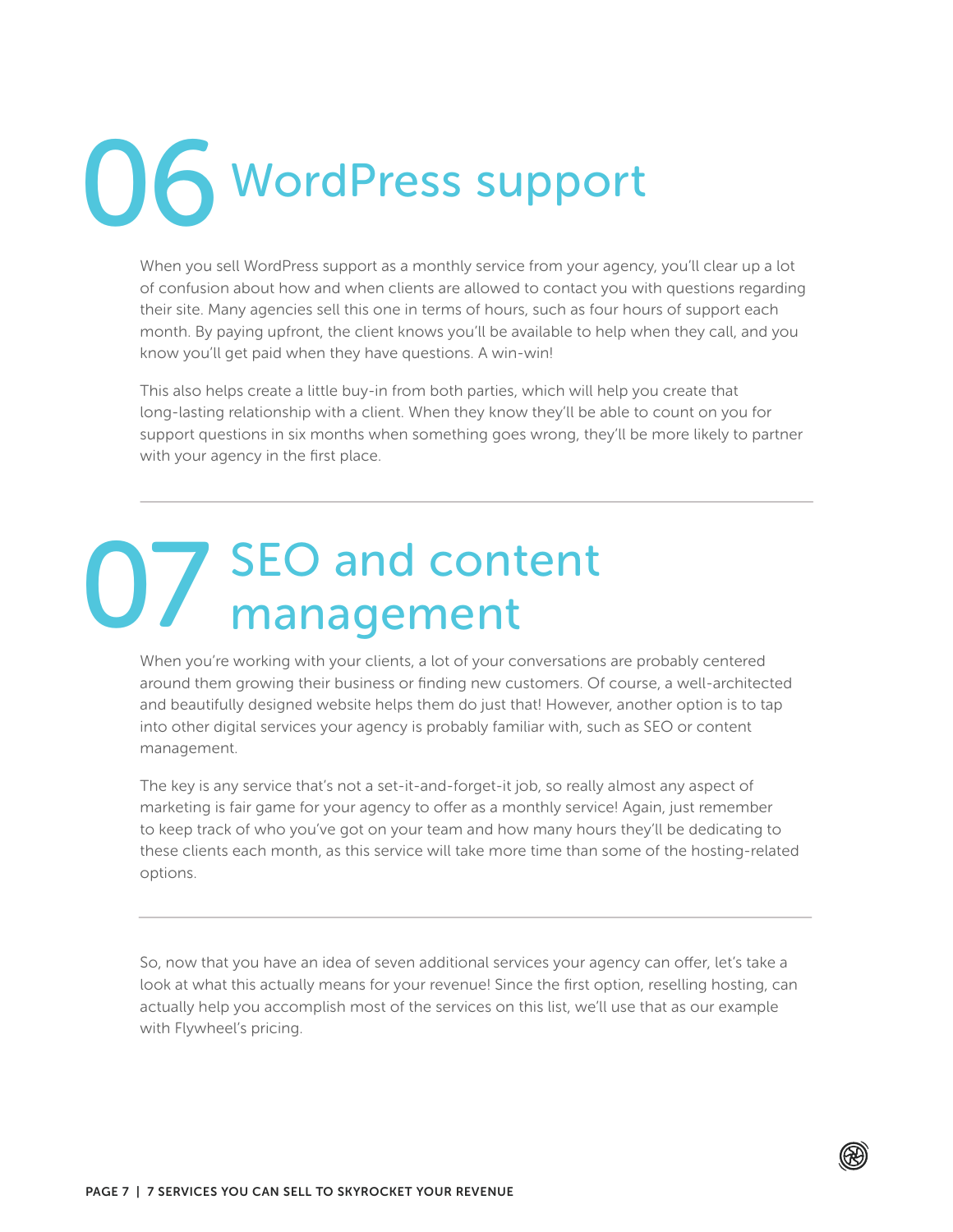## 06 WordPress support

When you sell WordPress support as a monthly service from your agency, you'll clear up a lot of confusion about how and when clients are allowed to contact you with questions regarding their site. Many agencies sell this one in terms of hours, such as four hours of support each month. By paying upfront, the client knows you'll be available to help when they call, and you know you'll get paid when they have questions. A win-win!

This also helps create a little buy-in from both parties, which will help you create that long-lasting relationship with a client. When they know they'll be able to count on you for support questions in six months when something goes wrong, they'll be more likely to partner with your agency in the first place.

---

## 07 SEO and content management

When you're working with your clients, a lot of your conversations are probably centered around them growing their business or finding new customers. Of course, a well-architected and beautifully designed website helps them do just that! However, another option is to tap into other digital services your agency is probably familiar with, such as SEO or content management.

The key is any service that's not a set-it-and-forget-it job, so really almost any aspect of marketing is fair game for your agency to offer as a monthly service! Again, just remember to keep track of who you've got on your team and how many hours they'll be dedicating to these clients each month, as this service will take more time than some of the hosting-related options.

---

So, now that you have an idea of seven additional services your agency can offer, let's take a look at what this actually means for your revenue! Since the first option, reselling hosting, can actually help you accomplish most of the services on this list, we'll use that as our example with Flywheel's pricing.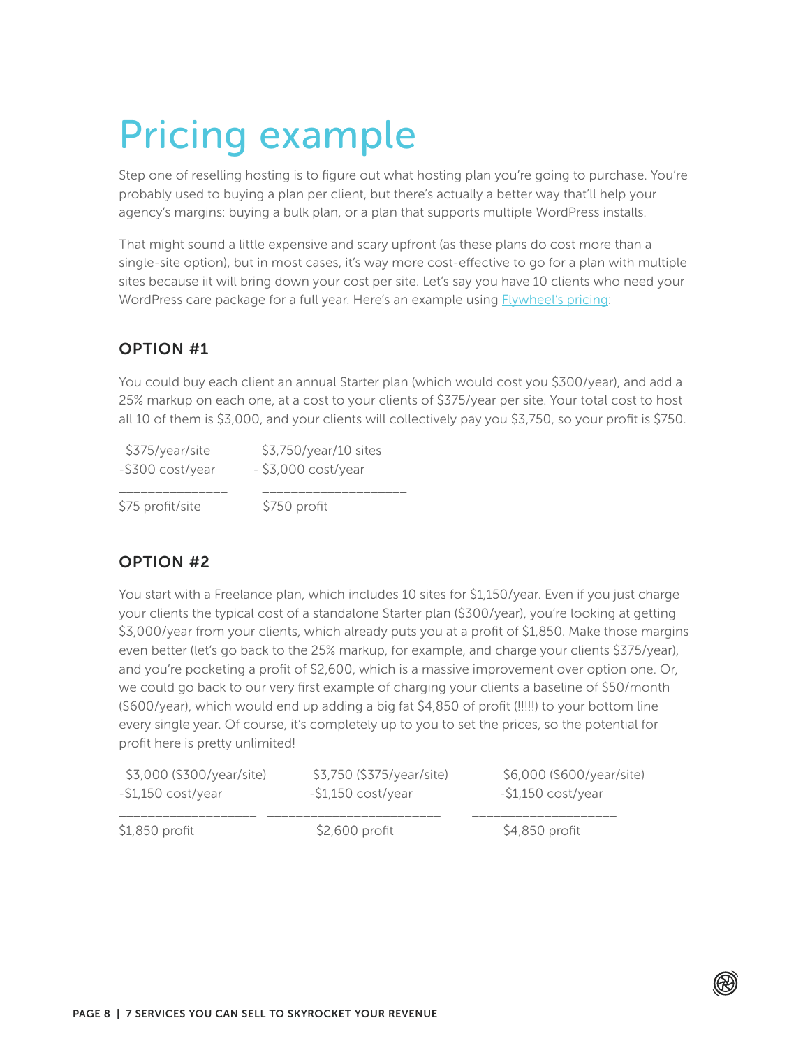# Pricing example

Step one of reselling hosting is to figure out what hosting plan you're going to purchase. You're probably used to buying a plan per client, but there's actually a better way that'll help your agency's margins: buying a bulk plan, or a plan that supports multiple WordPress installs.

That might sound a little expensive and scary upfront (as these plans do cost more than a single-site option), but in most cases, it's way more cost-effective to go for a plan with multiple sites because iit will bring down your cost per site. Let's say you have 10 clients who need your WordPress care package for a full year. Here's an example using [Flywheel's pricing](Flywheel's pricing):

## OPTION #1

You could buy each client an annual Starter plan (which would cost you $300/year), and add a 25% markup on each one, at a cost to your clients of $375/year per site. Your total cost to host all 10 of them is $3,000, and your clients will collectively pay you $3,750, so your profit is $750.

| Per site | Total |
|---|---|
| $375/year/site | $3,750/year/10 sites |
| -$300 cost/year | - $3,000 cost/year |
| $75 profit/site | $750 profit |

## OPTION #2

You start with a Freelance plan, which includes 10 sites for $1,150/year. Even if you just charge your clients the typical cost of a standalone Starter plan ($300/year), you're looking at getting $3,000/year from your clients, which already puts you at a profit of $1,850. Make those margins even better (let's go back to the 25% markup, for example, and charge your clients $375/year), and you're pocketing a profit of $2,600, which is a massive improvement over option one. Or, we could go back to our very first example of charging your clients a baseline of $50/month ($600/year), which would end up adding a big fat $4,850 of profit (!!!!!) to your bottom line every single year. Of course, it's completely up to you to set the prices, so the potential for profit here is pretty unlimited!

| $300/year/site | $375/year/site | $600/year/site |
|---|---|---|
| $3,000 ($300/year/site) | $3,750 ($375/year/site) | $6,000 ($600/year/site) |
| -$1,150 cost/year | -$1,150 cost/year | -$1,150 cost/year |
| $1,850 profit | $2,600 profit | $4,850 profit |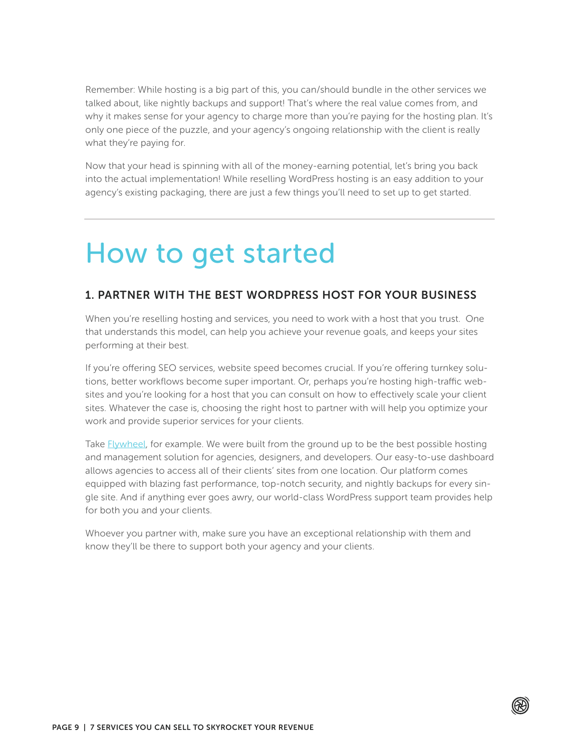Remember: While hosting is a big part of this, you can/should bundle in the other services we talked about, like nightly backups and support! That's where the real value comes from, and why it makes sense for your agency to charge more than you're paying for the hosting plan. It's only one piece of the puzzle, and your agency's ongoing relationship with the client is really what they're paying for.

Now that your head is spinning with all of the money-earning potential, let's bring you back into the actual implementation! While reselling WordPress hosting is an easy addition to your agency's existing packaging, there are just a few things you'll need to set up to get started.

---

# How to get started

### 1. PARTNER WITH THE BEST WORDPRESS HOST FOR YOUR BUSINESS

When you're reselling hosting and services, you need to work with a host that you trust. One that understands this model, can help you achieve your revenue goals, and keeps your sites performing at their best.

If you're offering SEO services, website speed becomes crucial. If you're offering turnkey solutions, better workflows become super important. Or, perhaps you're hosting high-traffic websites and you're looking for a host that you can consult on how to effectively scale your client sites. Whatever the case is, choosing the right host to partner with will help you optimize your work and provide superior services for your clients.

Take [Flywheel](), for example. We were built from the ground up to be the best possible hosting and management solution for agencies, designers, and developers. Our easy-to-use dashboard allows agencies to access all of their clients' sites from one location. Our platform comes equipped with blazing fast performance, top-notch security, and nightly backups for every single site. And if anything ever goes awry, our world-class WordPress support team provides help for both you and your clients.

Whoever you partner with, make sure you have an exceptional relationship with them and know they'll be there to support both your agency and your clients.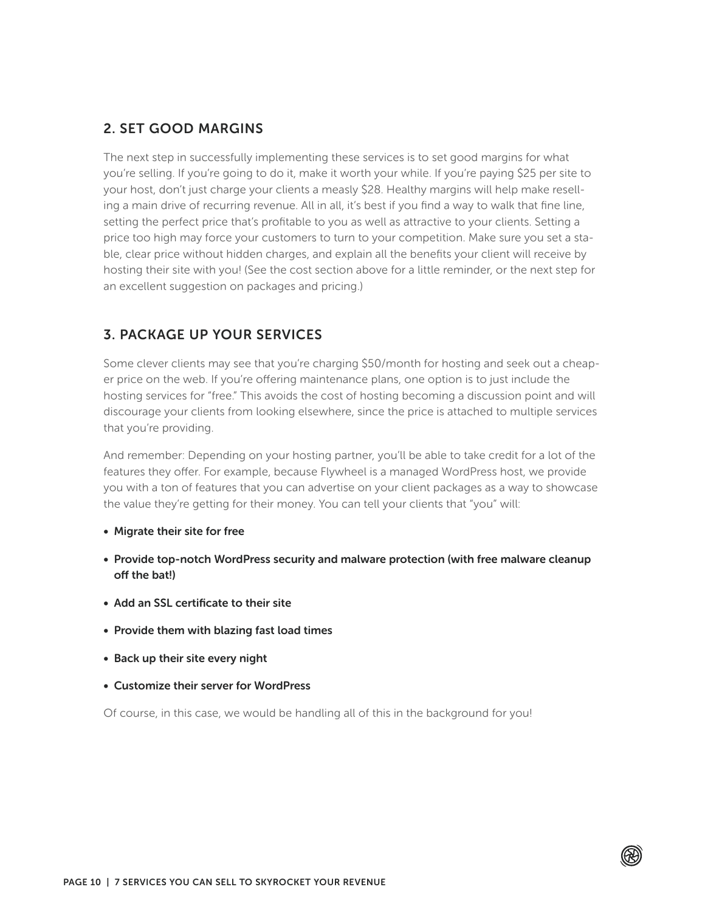## 2. SET GOOD MARGINS

The next step in successfully implementing these services is to set good margins for what you're selling. If you're going to do it, make it worth your while. If you're paying $25 per site to your host, don't just charge your clients a measly $28. Healthy margins will help make reselling a main drive of recurring revenue. All in all, it's best if you find a way to walk that fine line, setting the perfect price that's profitable to you as well as attractive to your clients. Setting a price too high may force your customers to turn to your competition. Make sure you set a stable, clear price without hidden charges, and explain all the benefits your client will receive by hosting their site with you! (See the cost section above for a little reminder, or the next step for an excellent suggestion on packages and pricing.)

## 3. PACKAGE UP YOUR SERVICES

Some clever clients may see that you're charging $50/month for hosting and seek out a cheaper price on the web. If you're offering maintenance plans, one option is to just include the hosting services for "free." This avoids the cost of hosting becoming a discussion point and will discourage your clients from looking elsewhere, since the price is attached to multiple services that you're providing.

And remember: Depending on your hosting partner, you'll be able to take credit for a lot of the features they offer. For example, because Flywheel is a managed WordPress host, we provide you with a ton of features that you can advertise on your client packages as a way to showcase the value they're getting for their money. You can tell your clients that "you" will:

- **Migrate their site for free**
- **Provide top-notch WordPress security and malware protection (with free malware cleanup off the bat!)**
- **Add an SSL certificate to their site**
- **Provide them with blazing fast load times**
- **Back up their site every night**
- **Customize their server for WordPress**

Of course, in this case, we would be handling all of this in the background for you!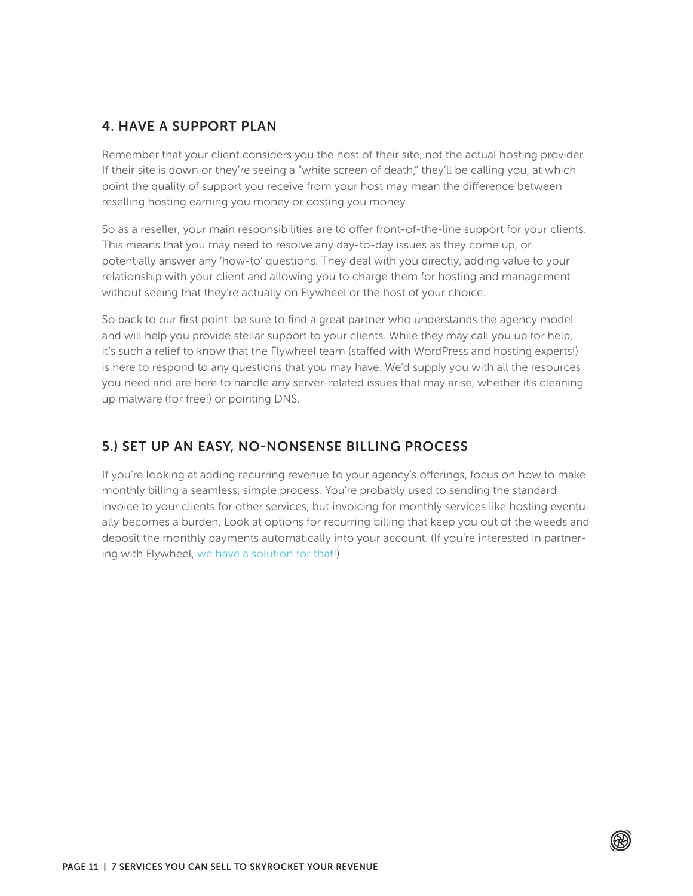## 4. HAVE A SUPPORT PLAN

Remember that your client considers you the host of their site, not the actual hosting provider. If their site is down or they're seeing a "white screen of death," they'll be calling you, at which point the quality of support you receive from your host may mean the difference between reselling hosting earning you money or costing you money.

So as a reseller, your main responsibilities are to offer front-of-the-line support for your clients. This means that you may need to resolve any day-to-day issues as they come up, or potentially answer any 'how-to' questions. They deal with you directly, adding value to your relationship with your client and allowing you to charge them for hosting and management without seeing that they're actually on Flywheel or the host of your choice.

So back to our first point: be sure to find a great partner who understands the agency model and will help you provide stellar support to your clients. While they may call you up for help, it's such a relief to know that the Flywheel team (staffed with WordPress and hosting experts!) is here to respond to any questions that you may have. We'd supply you with all the resources you need and are here to handle any server-related issues that may arise, whether it's cleaning up malware (for free!) or pointing DNS.

## 5.) SET UP AN EASY, NO-NONSENSE BILLING PROCESS

If you're looking at adding recurring revenue to your agency's offerings, focus on how to make monthly billing a seamless, simple process. You're probably used to sending the standard invoice to your clients for other services, but invoicing for monthly services like hosting eventually becomes a burden. Look at options for recurring billing that keep you out of the weeds and deposit the monthly payments automatically into your account. (If you're interested in partnering with Flywheel, we have a solution for that!)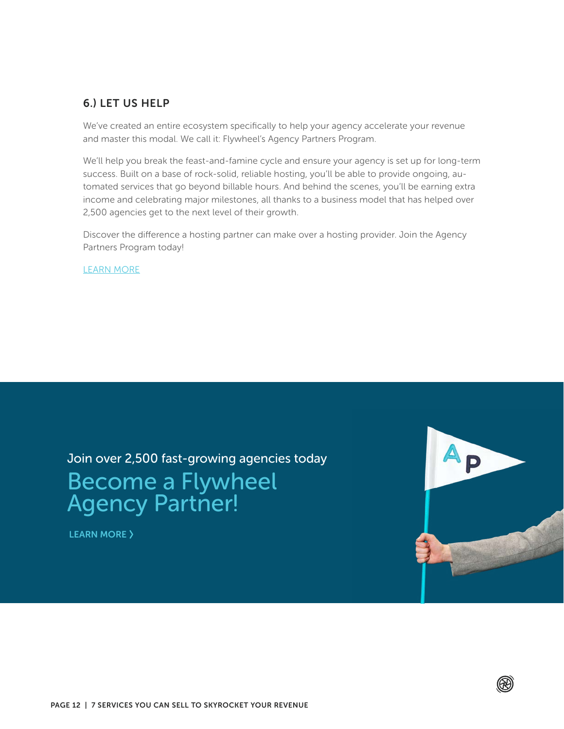### 6.) LET US HELP

We've created an entire ecosystem specifically to help your agency accelerate your revenue and master this modal. We call it: Flywheel's Agency Partners Program.

We'll help you break the feast-and-famine cycle and ensure your agency is set up for long-term success. Built on a base of rock-solid, reliable hosting, you'll be able to provide ongoing, automated services that go beyond billable hours. And behind the scenes, you'll be earning extra income and celebrating major milestones, all thanks to a business model that has helped over 2,500 agencies get to the next level of their growth.

Discover the difference a hosting partner can make over a hosting provider. Join the Agency Partners Program today!

LEARN MORE

Join over 2,500 fast-growing agencies today

## Become a Flywheel Agency Partner!

**LEARN MORE ❯**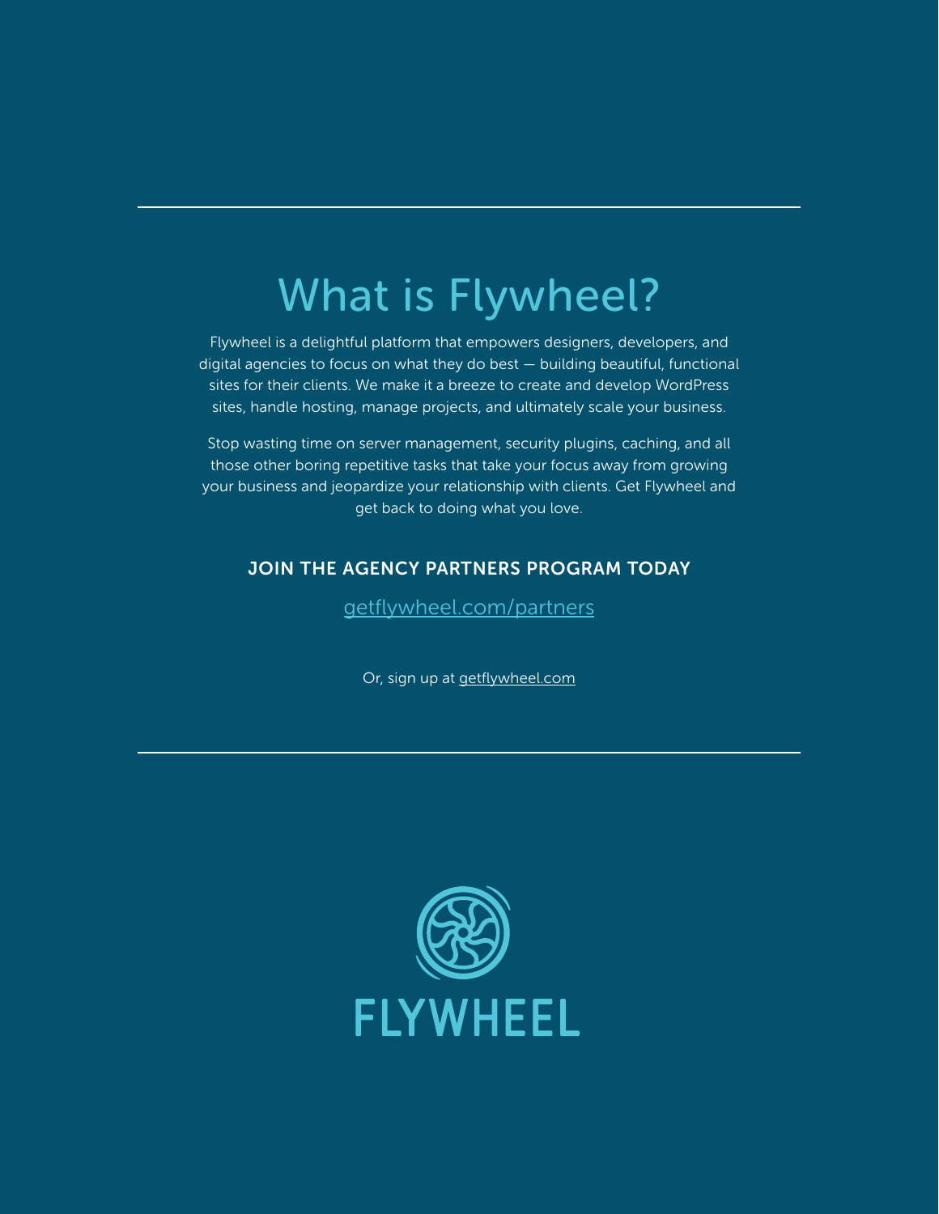# What is Flywheel?

Flywheel is a delightful platform that empowers designers, developers, and digital agencies to focus on what they do best — building beautiful, functional sites for their clients. We make it a breeze to create and develop WordPress sites, handle hosting, manage projects, and ultimately scale your business.

Stop wasting time on server management, security plugins, caching, and all those other boring repetitive tasks that take your focus away from growing your business and jeopardize your relationship with clients. Get Flywheel and get back to doing what you love.

**JOIN THE AGENCY PARTNERS PROGRAM TODAY**

getflywheel.com/partners

Or, sign up at getflywheel.com

FLYWHEEL